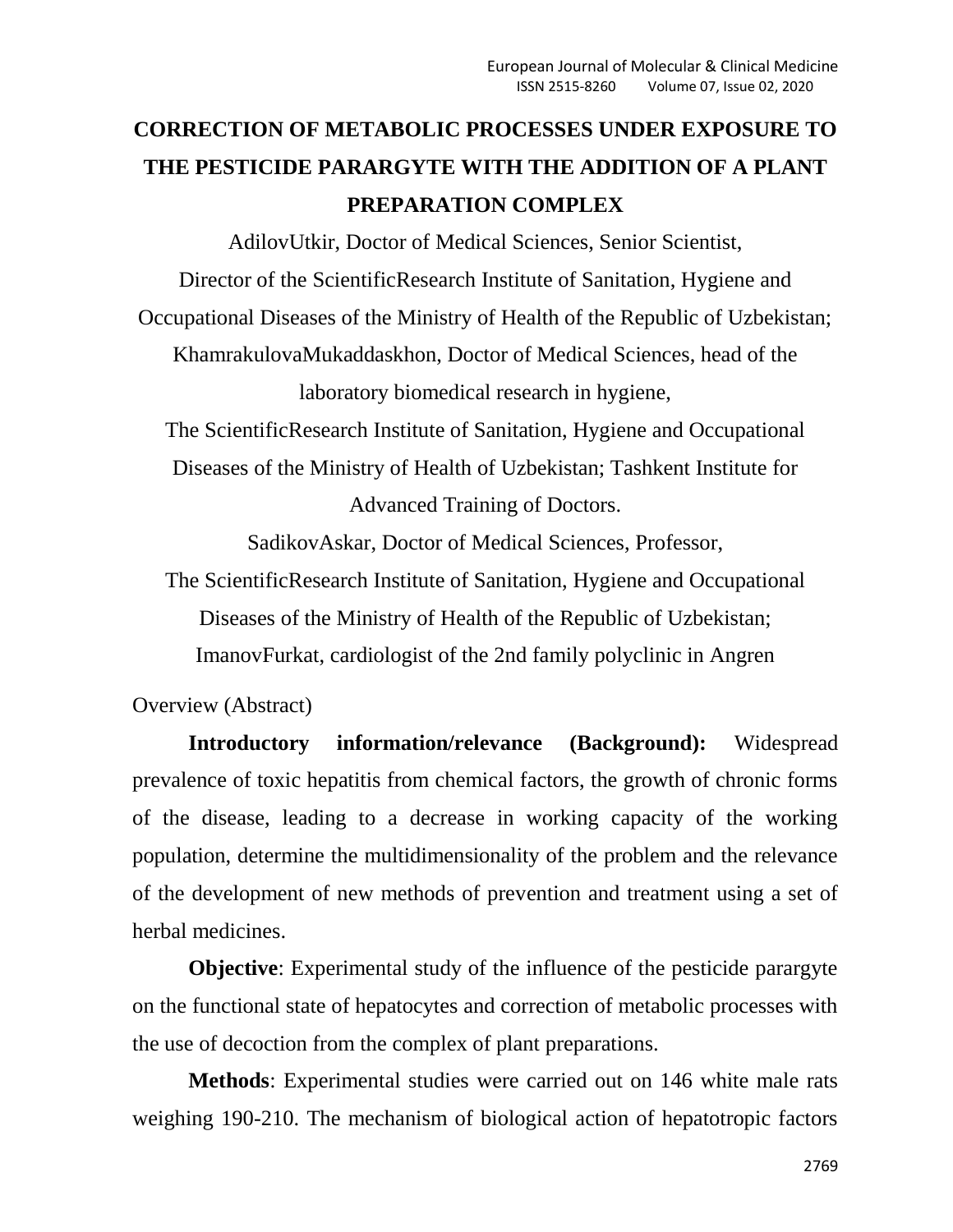# CORRECTION OF METABOLIC PROCESSES UNDER EXPOSURE TO THE PESTICIDE PARARGYTE WITH THE ADDITION OF A PLANT PREPARATION COMPLEX

AdilovUtkir, Doctor of Medical Sciences, Senior Scientist,

Director of the ScientificResearch Institute of Sanitation, Hygiene and Occupational Diseases of the Ministry of Health of the Republic of Uzbekistan;

KhamrakulovaMukaddaskhon, Doctor of Medical Sciences, head of the laboratory biomedical research in hygiene,

The ScientificResearch Institute of Sanitation, Hygiene and Occupational Diseases of the Ministry of Health of Uzbekistan; Tashkent Institute for Advanced Training of Doctors.

SadikovAskar, Doctor of Medical Sciences, Professor,

The ScientificResearch Institute of Sanitation, Hygiene and Occupational Diseases of the Ministry of Health of the Republic of Uzbekistan;

ImanovFurkat, cardiologist of the 2nd family polyclinic in Angren

Overview (Abstract)

**Introductory information/relevance (Background):** Widespread prevalence of toxic hepatitis from chemical factors, the growth of chronic forms of the disease, leading to a decrease in working capacity of the working population, determine the multidimensionality of the problem and the relevance of the development of new methods of prevention and treatment using a set of herbal medicines.

**Objective**: Experimental study of the influence of the pesticide parargyte on the functional state of hepatocytes and correction of metabolic processes with the use of decoction from the complex of plant preparations.

**Methods**: Experimental studies were carried out on 146 white male rats weighing 190-210. The mechanism of biological action of hepatotropic factors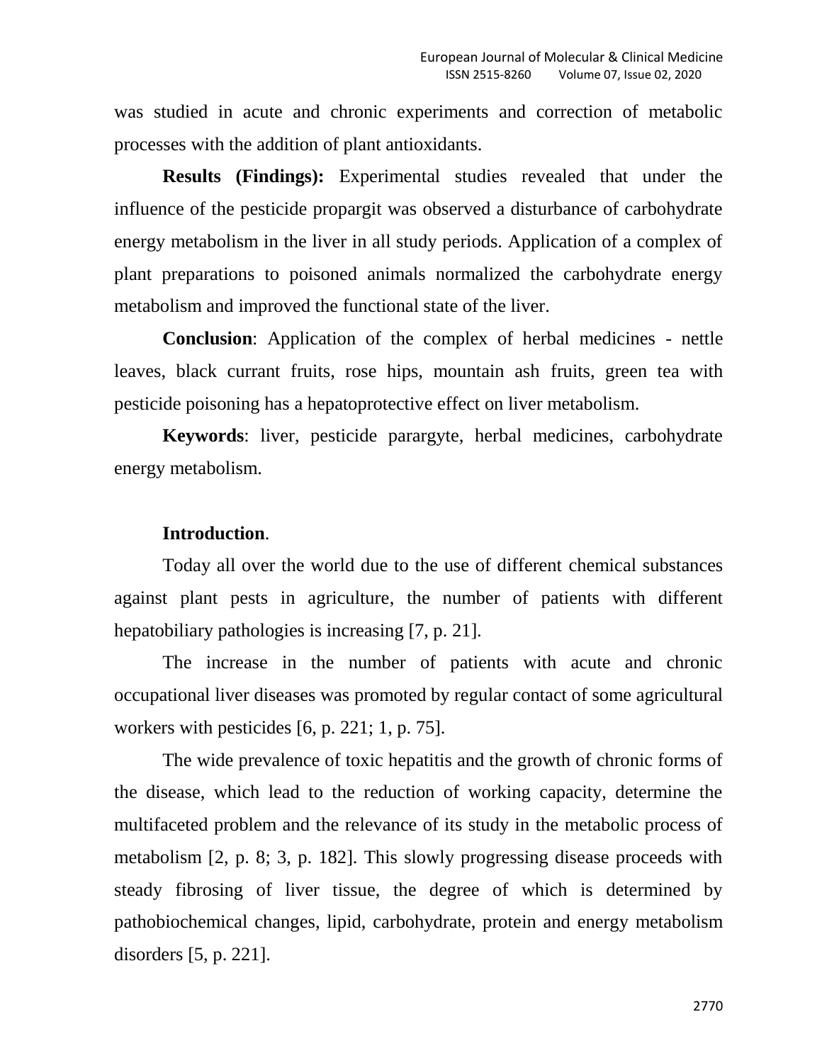was studied in acute and chronic experiments and correction of metabolic processes with the addition of plant antioxidants.

**Results (Findings):** Experimental studies revealed that under the influence of the pesticide propargit was observed a disturbance of carbohydrate energy metabolism in the liver in all study periods. Application of a complex of plant preparations to poisoned animals normalized the carbohydrate energy metabolism and improved the functional state of the liver.

**Conclusion**: Application of the complex of herbal medicines - nettle leaves, black currant fruits, rose hips, mountain ash fruits, green tea with pesticide poisoning has a hepatoprotective effect on liver metabolism.

**Keywords**: liver, pesticide parargyte, herbal medicines, carbohydrate energy metabolism.

## Introduction.

Today all over the world due to the use of different chemical substances against plant pests in agriculture, the number of patients with different hepatobiliary pathologies is increasing [7, p. 21].

The increase in the number of patients with acute and chronic occupational liver diseases was promoted by regular contact of some agricultural workers with pesticides [6, p. 221; 1, p. 75].

The wide prevalence of toxic hepatitis and the growth of chronic forms of the disease, which lead to the reduction of working capacity, determine the multifaceted problem and the relevance of its study in the metabolic process of metabolism [2, p. 8; 3, p. 182]. This slowly progressing disease proceeds with steady fibrosing of liver tissue, the degree of which is determined by pathobiochemical changes, lipid, carbohydrate, protein and energy metabolism disorders [5, p. 221].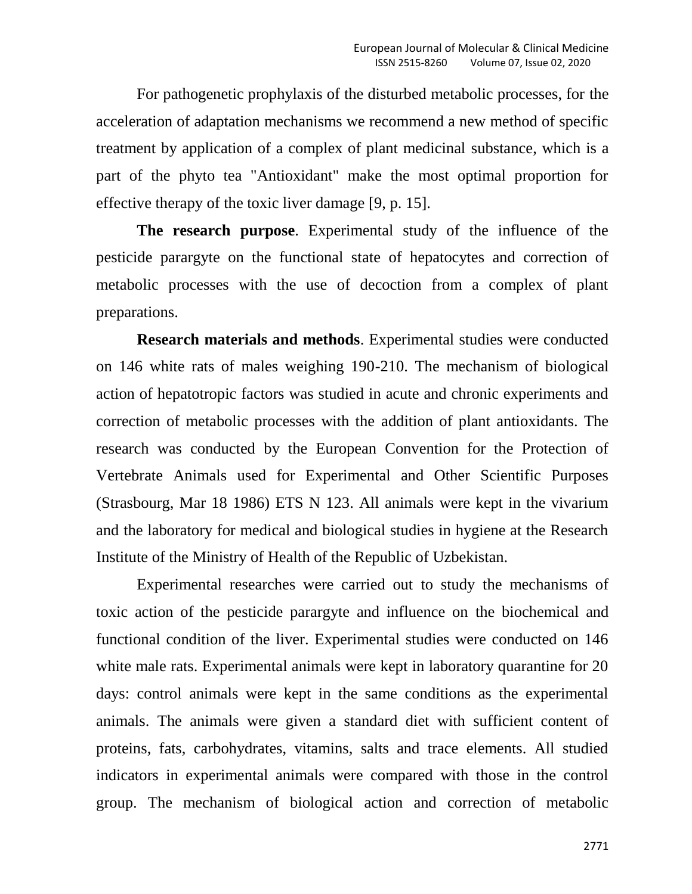For pathogenetic prophylaxis of the disturbed metabolic processes, for the acceleration of adaptation mechanisms we recommend a new method of specific treatment by application of a complex of plant medicinal substance, which is a part of the phyto tea "Antioxidant" make the most optimal proportion for effective therapy of the toxic liver damage [9, p. 15].

**The research purpose**. Experimental study of the influence of the pesticide parargyte on the functional state of hepatocytes and correction of metabolic processes with the use of decoction from a complex of plant preparations.

**Research materials and methods**. Experimental studies were conducted on 146 white rats of males weighing 190-210. The mechanism of biological action of hepatotropic factors was studied in acute and chronic experiments and correction of metabolic processes with the addition of plant antioxidants. The research was conducted by the European Convention for the Protection of Vertebrate Animals used for Experimental and Other Scientific Purposes (Strasbourg, Mar 18 1986) ETS N 123. All animals were kept in the vivarium and the laboratory for medical and biological studies in hygiene at the Research Institute of the Ministry of Health of the Republic of Uzbekistan.

Experimental researches were carried out to study the mechanisms of toxic action of the pesticide parargyte and influence on the biochemical and functional condition of the liver. Experimental studies were conducted on 146 white male rats. Experimental animals were kept in laboratory quarantine for 20 days: control animals were kept in the same conditions as the experimental animals. The animals were given a standard diet with sufficient content of proteins, fats, carbohydrates, vitamins, salts and trace elements. All studied indicators in experimental animals were compared with those in the control group. The mechanism of biological action and correction of metabolic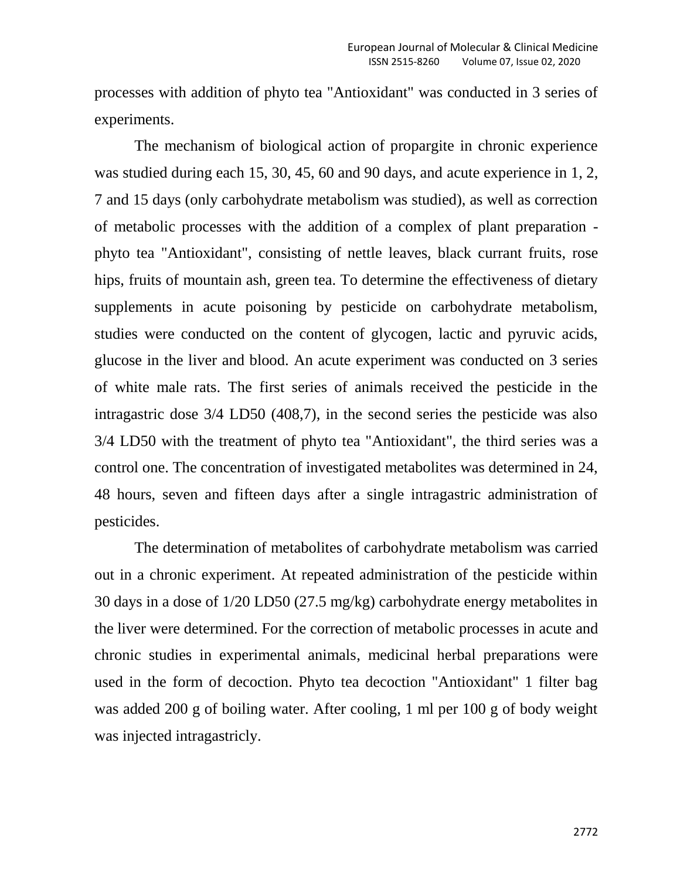processes with addition of phyto tea "Antioxidant" was conducted in 3 series of experiments.

The mechanism of biological action of propargite in chronic experience was studied during each 15, 30, 45, 60 and 90 days, and acute experience in 1, 2, 7 and 15 days (only carbohydrate metabolism was studied), as well as correction of metabolic processes with the addition of a complex of plant preparation - phyto tea "Antioxidant", consisting of nettle leaves, black currant fruits, rose hips, fruits of mountain ash, green tea. To determine the effectiveness of dietary supplements in acute poisoning by pesticide on carbohydrate metabolism, studies were conducted on the content of glycogen, lactic and pyruvic acids, glucose in the liver and blood. An acute experiment was conducted on 3 series of white male rats. The first series of animals received the pesticide in the intragastric dose 3/4 LD50 (408,7), in the second series the pesticide was also 3/4 LD50 with the treatment of phyto tea "Antioxidant", the third series was a control one. The concentration of investigated metabolites was determined in 24, 48 hours, seven and fifteen days after a single intragastric administration of pesticides.

The determination of metabolites of carbohydrate metabolism was carried out in a chronic experiment. At repeated administration of the pesticide within 30 days in a dose of 1/20 LD50 (27.5 mg/kg) carbohydrate energy metabolites in the liver were determined. For the correction of metabolic processes in acute and chronic studies in experimental animals, medicinal herbal preparations were used in the form of decoction. Phyto tea decoction "Antioxidant" 1 filter bag was added 200 g of boiling water. After cooling, 1 ml per 100 g of body weight was injected intragastricly.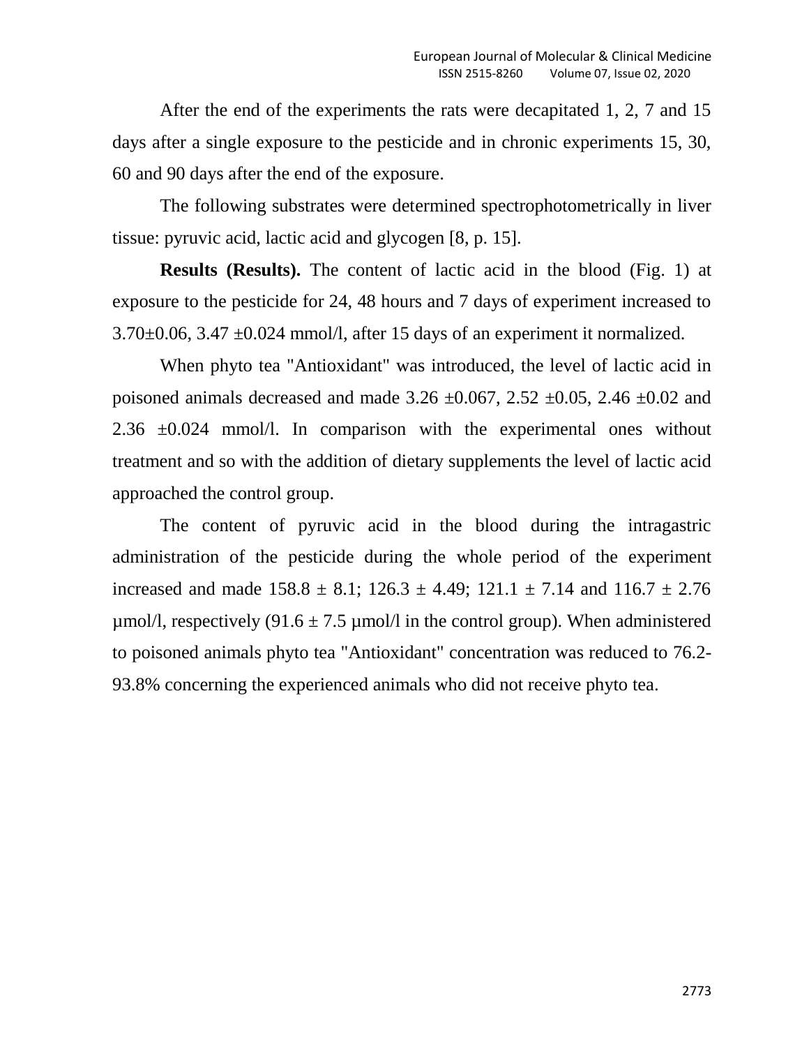After the end of the experiments the rats were decapitated 1, 2, 7 and 15 days after a single exposure to the pesticide and in chronic experiments 15, 30, 60 and 90 days after the end of the exposure.

The following substrates were determined spectrophotometrically in liver tissue: pyruvic acid, lactic acid and glycogen [8, p. 15].

**Results (Results).** The content of lactic acid in the blood (Fig. 1) at exposure to the pesticide for 24, 48 hours and 7 days of experiment increased to 3.70±0.06, 3.47 ±0.024 mmol/l, after 15 days of an experiment it normalized.

When phyto tea "Antioxidant" was introduced, the level of lactic acid in poisoned animals decreased and made 3.26 ±0.067, 2.52 ±0.05, 2.46 ±0.02 and 2.36 ±0.024 mmol/l. In comparison with the experimental ones without treatment and so with the addition of dietary supplements the level of lactic acid approached the control group.

The content of pyruvic acid in the blood during the intragastric administration of the pesticide during the whole period of the experiment increased and made 158.8 ± 8.1; 126.3 ± 4.49; 121.1 ± 7.14 and 116.7 ± 2.76 μmol/l, respectively (91.6 ± 7.5 μmol/l in the control group). When administered to poisoned animals phyto tea "Antioxidant" concentration was reduced to 76.2-93.8% concerning the experienced animals who did not receive phyto tea.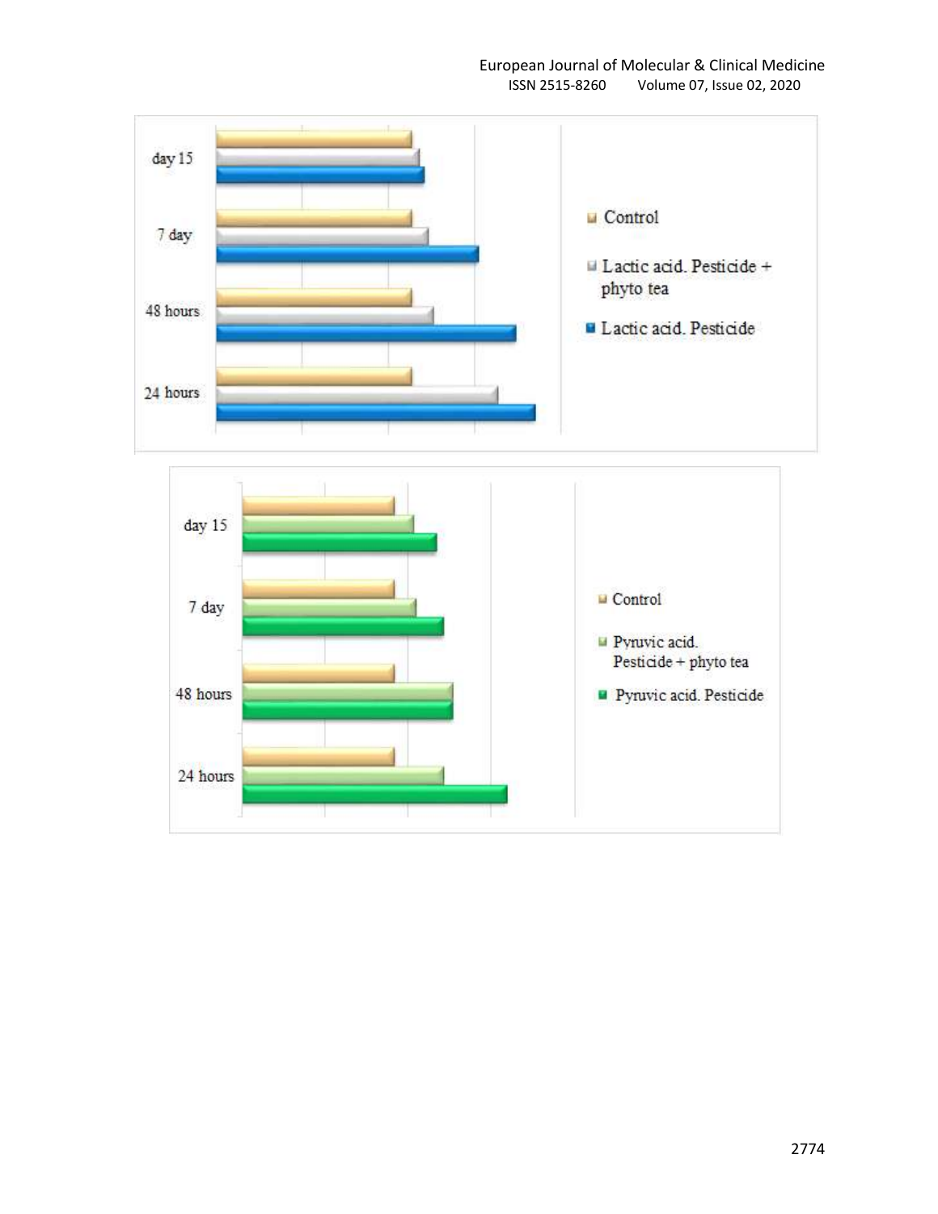day 15

7 day

48 hours

24 hours

Control

Lactic acid. Pesticide + phyto tea

Lactic acid. Pesticide

day 15

7 day

48 hours

24 hours

Control

Pyruvic acid. Pesticide + phyto tea

Pyruvic acid. Pesticide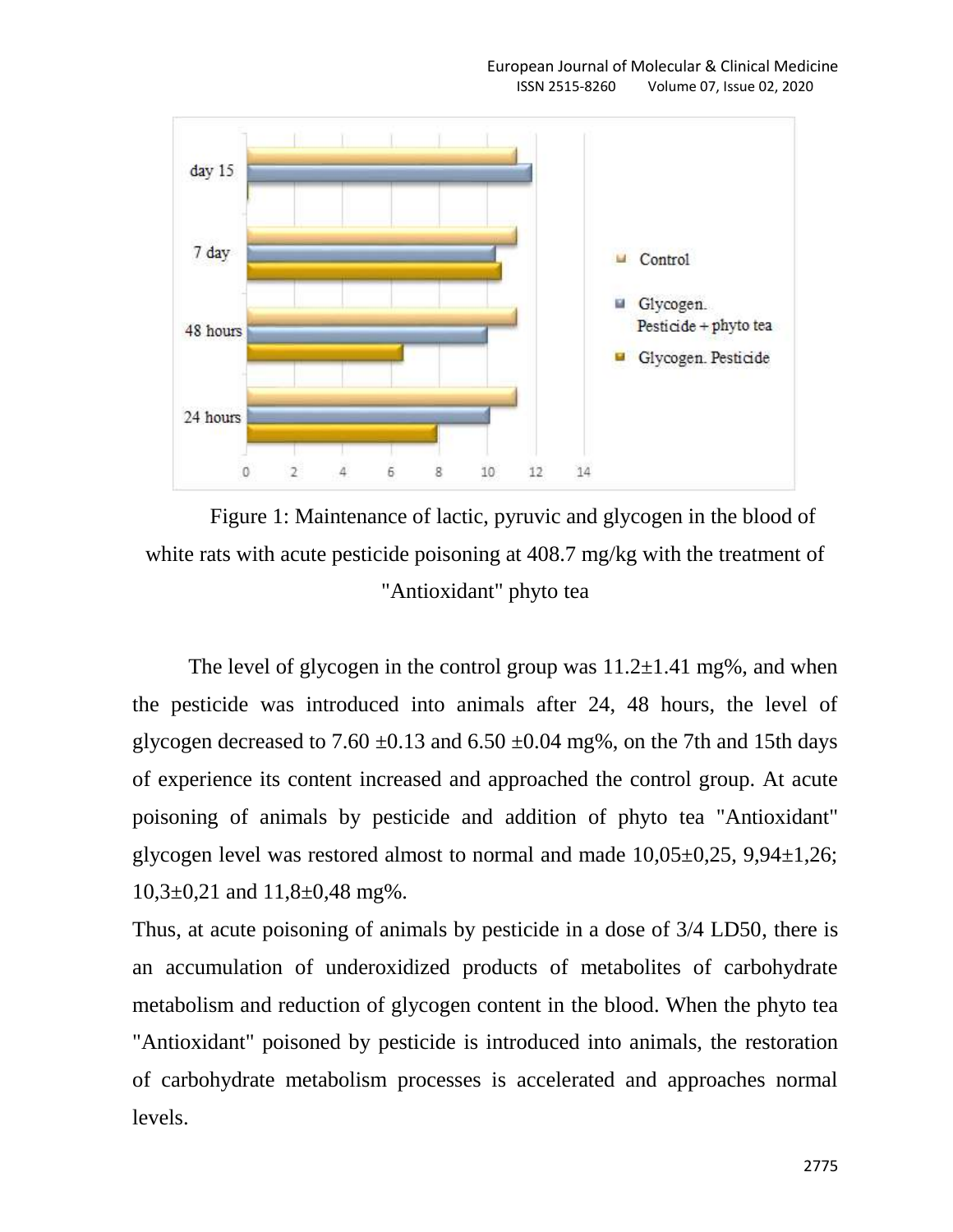Figure 1: Maintenance of lactic, pyruvic and glycogen in the blood of white rats with acute pesticide poisoning at 408.7 mg/kg with the treatment of "Antioxidant" phyto tea

The level of glycogen in the control group was 11.2±1.41 mg%, and when the pesticide was introduced into animals after 24, 48 hours, the level of glycogen decreased to 7.60 ±0.13 and 6.50 ±0.04 mg%, on the 7th and 15th days of experience its content increased and approached the control group. At acute poisoning of animals by pesticide and addition of phyto tea "Antioxidant" glycogen level was restored almost to normal and made 10,05±0,25, 9,94±1,26; 10,3±0,21 and 11,8±0,48 mg%.

Thus, at acute poisoning of animals by pesticide in a dose of 3/4 LD50, there is an accumulation of underoxidized products of metabolites of carbohydrate metabolism and reduction of glycogen content in the blood. When the phyto tea "Antioxidant" poisoned by pesticide is introduced into animals, the restoration of carbohydrate metabolism processes is accelerated and approaches normal levels.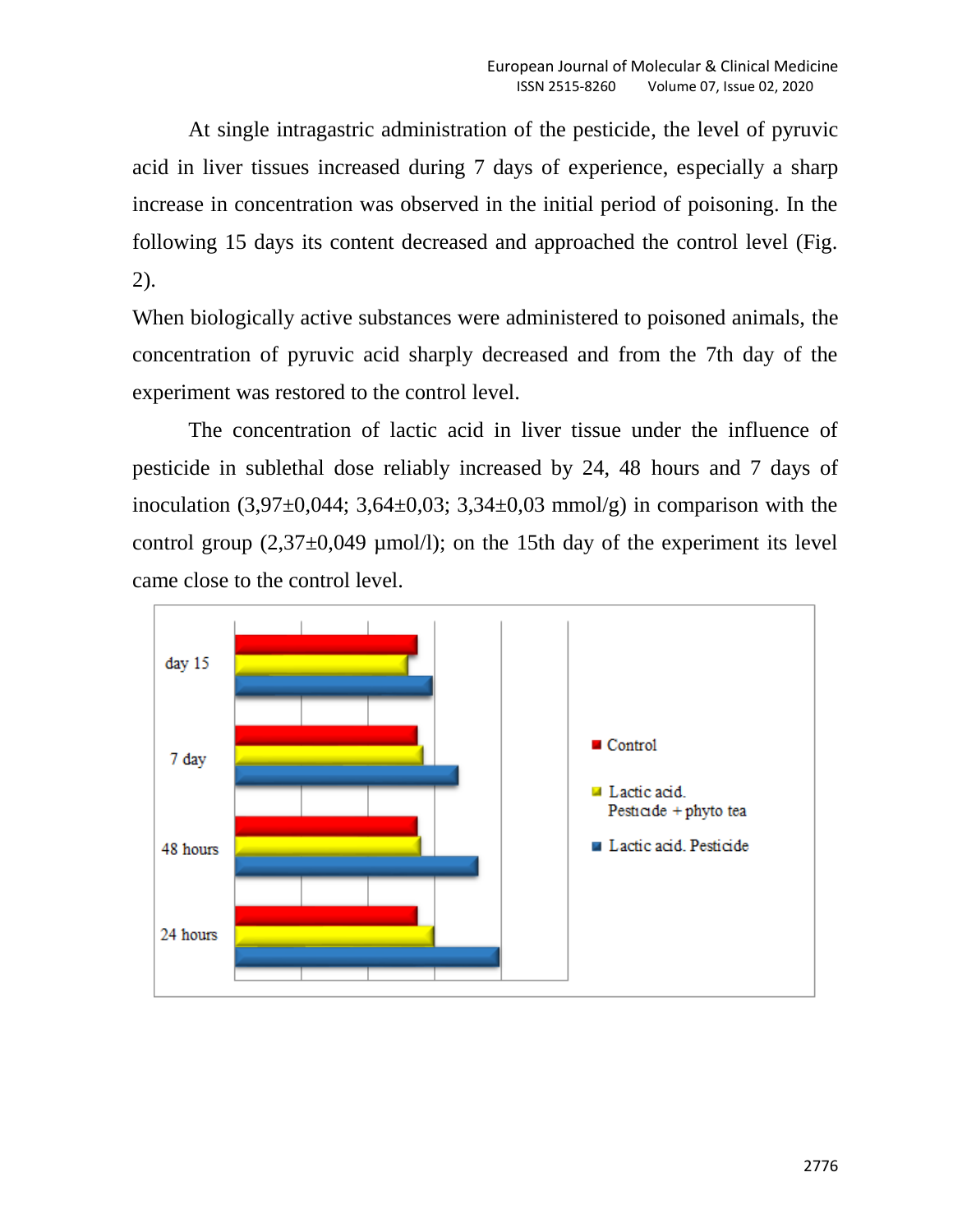At single intragastric administration of the pesticide, the level of pyruvic acid in liver tissues increased during 7 days of experience, especially a sharp increase in concentration was observed in the initial period of poisoning. In the following 15 days its content decreased and approached the control level (Fig. 2).

When biologically active substances were administered to poisoned animals, the concentration of pyruvic acid sharply decreased and from the 7th day of the experiment was restored to the control level.

The concentration of lactic acid in liver tissue under the influence of pesticide in sublethal dose reliably increased by 24, 48 hours and 7 days of inoculation (3,97±0,044; 3,64±0,03; 3,34±0,03 mmol/g) in comparison with the control group (2,37±0,049 µmol/l); on the 15th day of the experiment its level came close to the control level.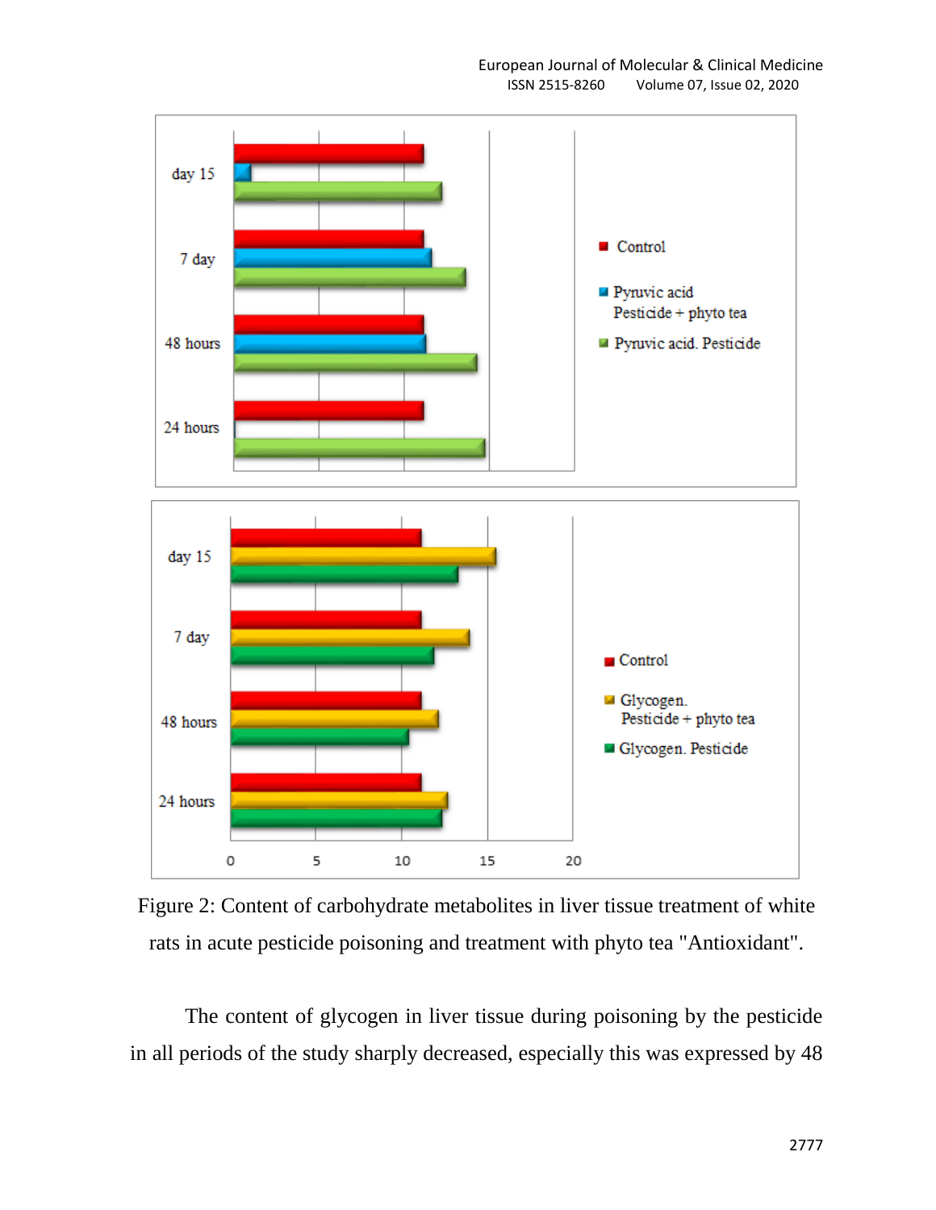Figure 2: Content of carbohydrate metabolites in liver tissue treatment of white rats in acute pesticide poisoning and treatment with phyto tea "Antioxidant".

The content of glycogen in liver tissue during poisoning by the pesticide in all periods of the study sharply decreased, especially this was expressed by 48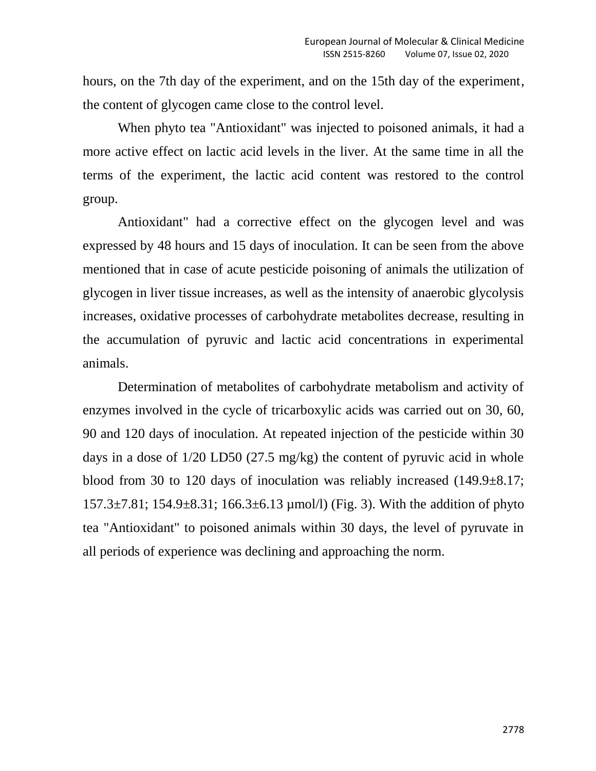hours, on the 7th day of the experiment, and on the 15th day of the experiment, the content of glycogen came close to the control level.

When phyto tea "Antioxidant" was injected to poisoned animals, it had a more active effect on lactic acid levels in the liver. At the same time in all the terms of the experiment, the lactic acid content was restored to the control group.

Antioxidant" had a corrective effect on the glycogen level and was expressed by 48 hours and 15 days of inoculation. It can be seen from the above mentioned that in case of acute pesticide poisoning of animals the utilization of glycogen in liver tissue increases, as well as the intensity of anaerobic glycolysis increases, oxidative processes of carbohydrate metabolites decrease, resulting in the accumulation of pyruvic and lactic acid concentrations in experimental animals.

Determination of metabolites of carbohydrate metabolism and activity of enzymes involved in the cycle of tricarboxylic acids was carried out on 30, 60, 90 and 120 days of inoculation. At repeated injection of the pesticide within 30 days in a dose of 1/20 LD50 (27.5 mg/kg) the content of pyruvic acid in whole blood from 30 to 120 days of inoculation was reliably increased ($149.9 \pm 8.17$; $157.3 \pm 7.81$; $154.9 \pm 8.31$; $166.3 \pm 6.13$ µmol/l) (Fig. 3). With the addition of phyto tea "Antioxidant" to poisoned animals within 30 days, the level of pyruvate in all periods of experience was declining and approaching the norm.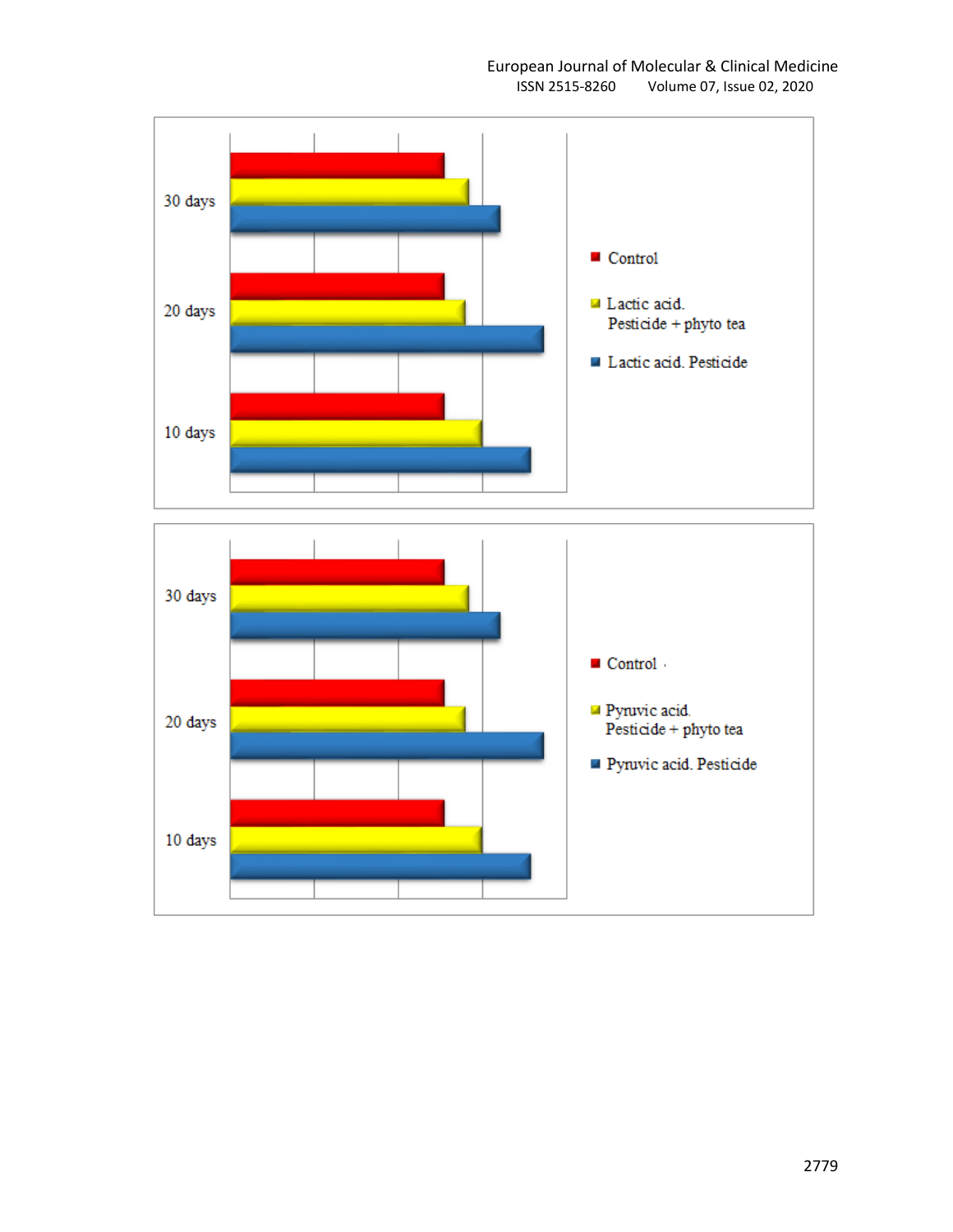30 days

20 days

10 days

- Control
- Lactic acid. Pesticide + phyto tea
- Lactic acid. Pesticide

30 days

20 days

10 days

- Control
- Pyruvic acid. Pesticide + phyto tea
- Pyruvic acid. Pesticide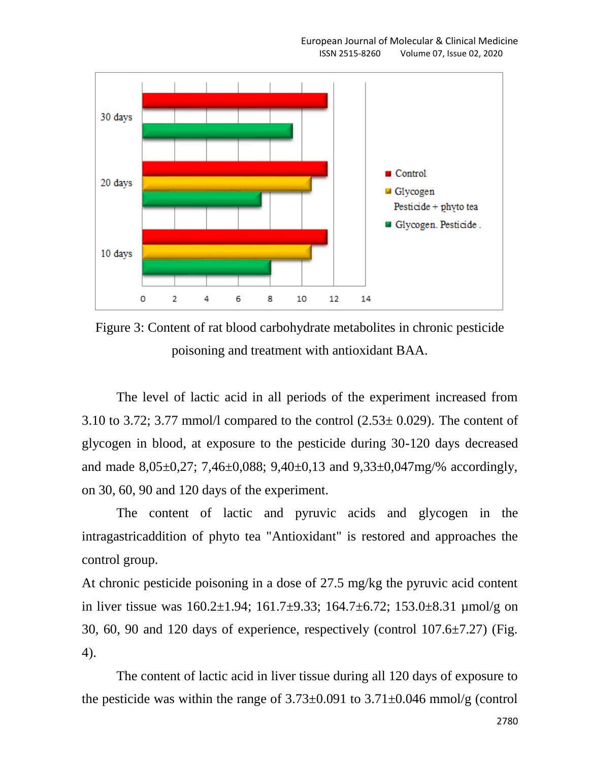Figure 3: Content of rat blood carbohydrate metabolites in chronic pesticide poisoning and treatment with antioxidant BAA.

The level of lactic acid in all periods of the experiment increased from 3.10 to 3.72; 3.77 mmol/l compared to the control (2.53± 0.029). The content of glycogen in blood, at exposure to the pesticide during 30-120 days decreased and made 8,05±0,27; 7,46±0,088; 9,40±0,13 and 9,33±0,047mg/% accordingly, on 30, 60, 90 and 120 days of the experiment.

The content of lactic and pyruvic acids and glycogen in the intragastricaddition of phyto tea "Antioxidant" is restored and approaches the control group.

At chronic pesticide poisoning in a dose of 27.5 mg/kg the pyruvic acid content in liver tissue was 160.2±1.94; 161.7±9.33; 164.7±6.72; 153.0±8.31 µmol/g on 30, 60, 90 and 120 days of experience, respectively (control 107.6±7.27) (Fig. 4).

The content of lactic acid in liver tissue during all 120 days of exposure to the pesticide was within the range of 3.73±0.091 to 3.71±0.046 mmol/g (control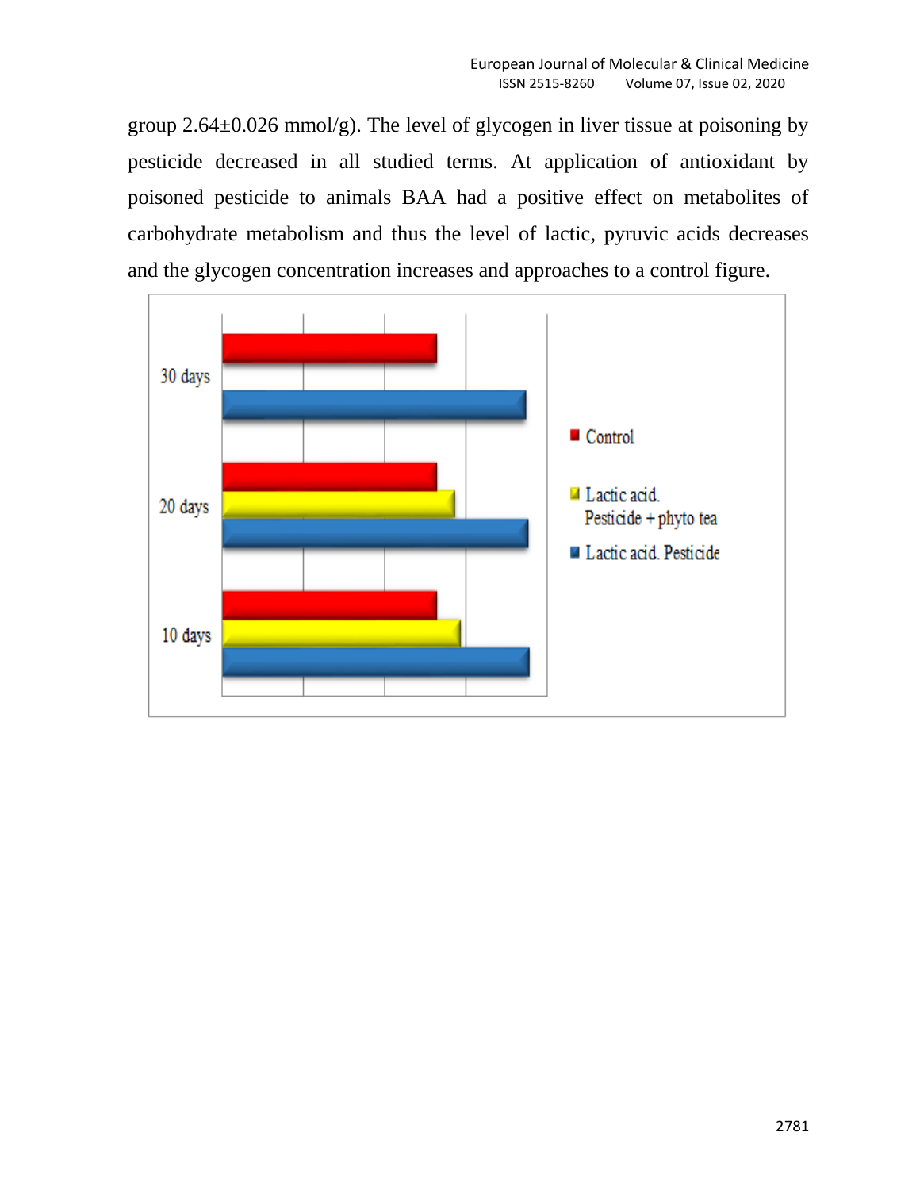group 2.64±0.026 mmol/g). The level of glycogen in liver tissue at poisoning by pesticide decreased in all studied terms. At application of antioxidant by poisoned pesticide to animals BAA had a positive effect on metabolites of carbohydrate metabolism and thus the level of lactic, pyruvic acids decreases and the glycogen concentration increases and approaches to a control figure.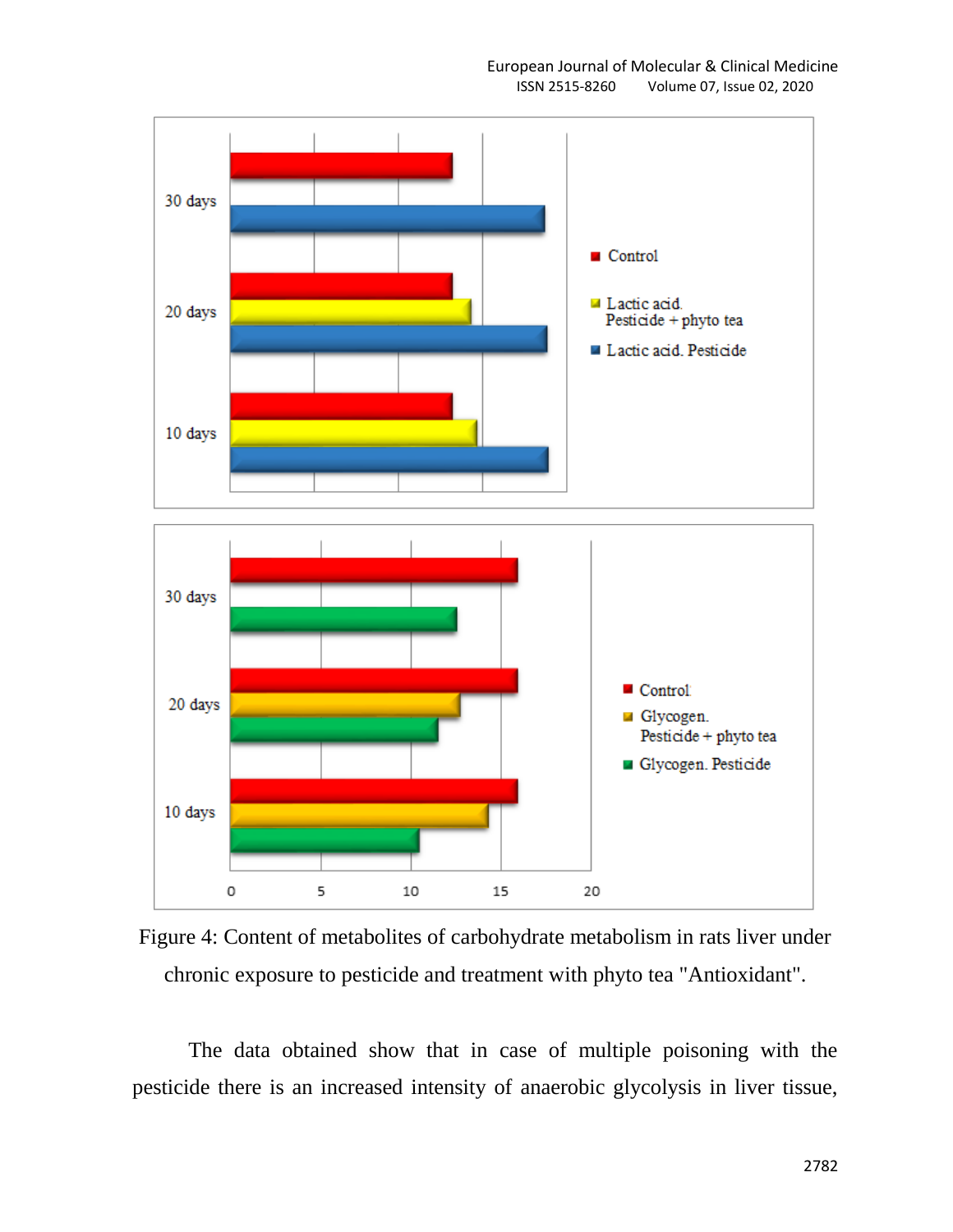Figure 4: Content of metabolites of carbohydrate metabolism in rats liver under chronic exposure to pesticide and treatment with phyto tea "Antioxidant".

The data obtained show that in case of multiple poisoning with the pesticide there is an increased intensity of anaerobic glycolysis in liver tissue,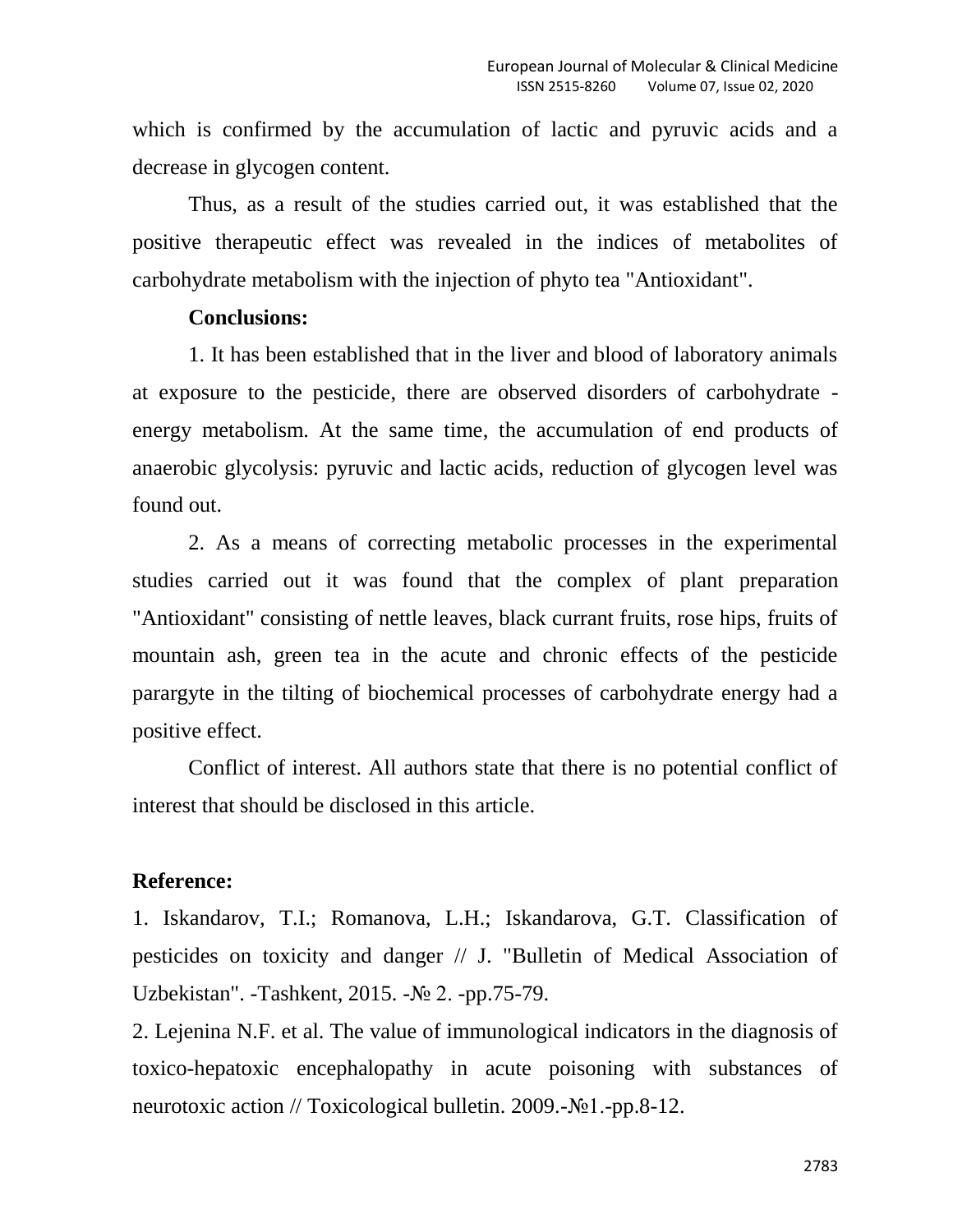which is confirmed by the accumulation of lactic and pyruvic acids and a decrease in glycogen content.

Thus, as a result of the studies carried out, it was established that the positive therapeutic effect was revealed in the indices of metabolites of carbohydrate metabolism with the injection of phyto tea "Antioxidant".

**Conclusions:**

1. It has been established that in the liver and blood of laboratory animals at exposure to the pesticide, there are observed disorders of carbohydrate - energy metabolism. At the same time, the accumulation of end products of anaerobic glycolysis: pyruvic and lactic acids, reduction of glycogen level was found out.

2. As a means of correcting metabolic processes in the experimental studies carried out it was found that the complex of plant preparation "Antioxidant" consisting of nettle leaves, black currant fruits, rose hips, fruits of mountain ash, green tea in the acute and chronic effects of the pesticide parargyte in the tilting of biochemical processes of carbohydrate energy had a positive effect.

Conflict of interest. All authors state that there is no potential conflict of interest that should be disclosed in this article.

**Reference:**

1. Iskandarov, T.I.; Romanova, L.H.; Iskandarova, G.T. Classification of pesticides on toxicity and danger // J. "Bulletin of Medical Association of Uzbekistan". -Tashkent, 2015. -№ 2. -pp.75-79.
2. Lejenina N.F. et al. The value of immunological indicators in the diagnosis of toxico-hepatoxic encephalopathy in acute poisoning with substances of neurotoxic action // Toxicological bulletin. 2009.-№1.-pp.8-12.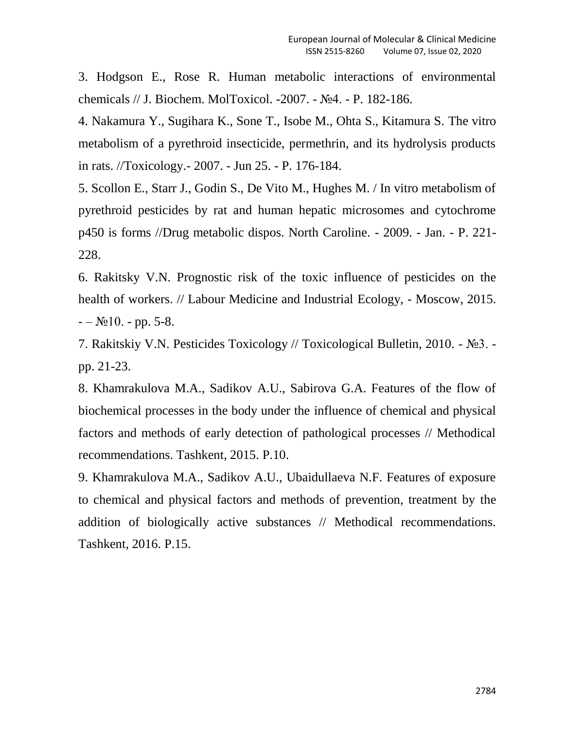3. Hodgson E., Rose R. Human metabolic interactions of environmental chemicals // J. Biochem. MolToxicol. -2007. - №4. - P. 182-186.

4. Nakamura Y., Sugihara K., Sone T., Isobe M., Ohta S., Kitamura S. The vitro metabolism of a pyrethroid insecticide, permethrin, and its hydrolysis products in rats. //Toxicology.- 2007. - Jun 25. - P. 176-184.

5. Scollon E., Starr J., Godin S., De Vito M., Hughes M. / In vitro metabolism of pyrethroid pesticides by rat and human hepatic microsomes and cytochrome p450 is forms //Drug metabolic dispos. North Caroline. - 2009. - Jan. - P. 221-228.

6. Rakitsky V.N. Prognostic risk of the toxic influence of pesticides on the health of workers. // Labour Medicine and Industrial Ecology, - Moscow, 2015. - – №10. - pp. 5-8.

7. Rakitskiy V.N. Pesticides Toxicology // Toxicological Bulletin, 2010. - №3. - pp. 21-23.

8. Khamrakulova M.A., Sadikov A.U., Sabirova G.A. Features of the flow of biochemical processes in the body under the influence of chemical and physical factors and methods of early detection of pathological processes // Methodical recommendations. Tashkent, 2015. P.10.

9. Khamrakulova M.A., Sadikov A.U., Ubaidullaeva N.F. Features of exposure to chemical and physical factors and methods of prevention, treatment by the addition of biologically active substances // Methodical recommendations. Tashkent, 2016. P.15.